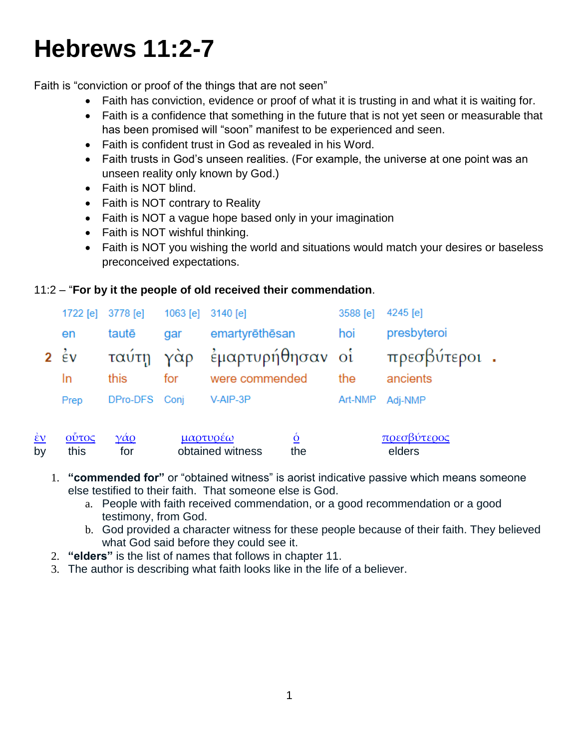# Hebrews 11:2-7

Faith is "conviction or proof of the things that are not seen"

- Faith has conviction, evidence or proof of what it is trusting in and what it is waiting for.
- Faith is a confidence that something in the future that is not yet seen or measurable that has been promised will "soon" manifest to be experienced and seen.
- Faith is confident trust in God as revealed in his Word.
- Faith trusts in God's unseen realities. (For example, the universe at one point was an unseen reality only known by God.)
- Faith is NOT blind.
- Faith is NOT contrary to Reality
- Faith is NOT a vague hope based only in your imagination
- Faith is NOT wishful thinking.
- Faith is NOT you wishing the world and situations would match your desires or baseless preconceived expectations.

11:2 – "**For by it the people of old received their commendation**.

| | 1722 [e] | 3778 [e] | 1063 [e] | 3140 [e] | 3588 [e] | 4245 [e] |
|---|---|---|---|---|---|---|
| | en | tautē | gar | emartyrēthēsan | hoi | presbyteroi |
| 2 | ἐν | ταύτῃ | γὰρ | ἐμαρτυρήθησαν | οἱ | πρεσβύτεροι . |
| | In | this | for | were commended | the | ancients |
| | Prep | DPro-DFS | Conj | V-AIP-3P | Art-NMP | Adj-NMP |

| ἐν | οὗτος | γάρ | μαρτυρέω | ὁ | πρεσβύτερος |
|---|---|---|---|---|---|
| by | this | for | obtained witness | the | elders |

1. **"commended for"** or "obtained witness" is aorist indicative passive which means someone else testified to their faith. That someone else is God.
   a. People with faith received commendation, or a good recommendation or a good testimony, from God.
   b. God provided a character witness for these people because of their faith. They believed what God said before they could see it.
2. **"elders"** is the list of names that follows in chapter 11.
3. The author is describing what faith looks like in the life of a believer.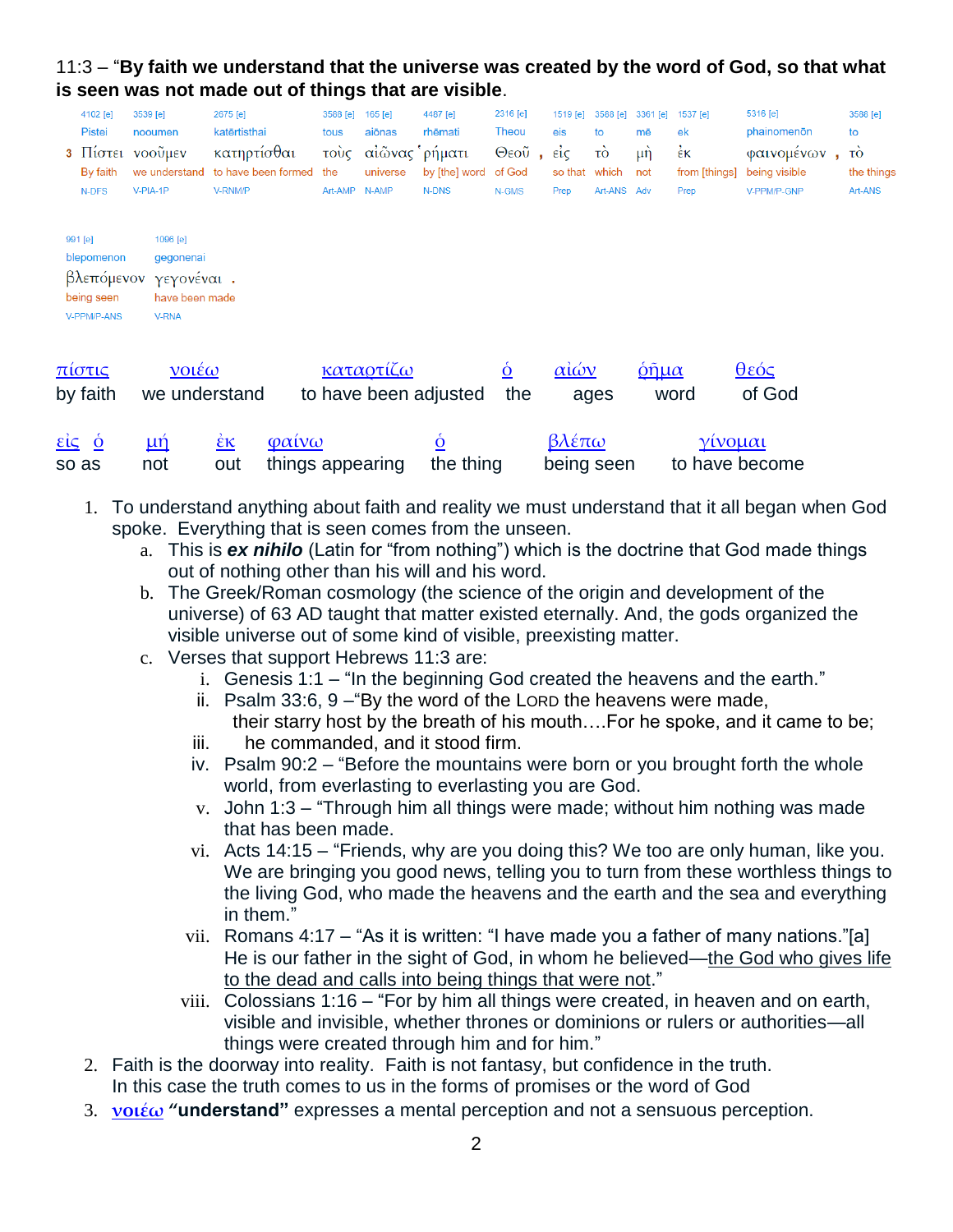11:3 – "**By faith we understand that the universe was created by the word of God, so that what is seen was not made out of things that are visible**.

| 4102 [e] | 3539 [e] | 2675 [e] | 3588 [e] | 165 [e] | 4487 [e] | 2316 [e] | 1519 [e] | 3588 [e] | 3361 [e] | 1537 [e] | 5316 [e] | 3588 [e] | 991 [e] | 1096 [e] |
|---|---|---|---|---|---|---|---|---|---|---|---|---|---|---|
| Pistei | nooumen | katērtisthai | tous | aiōnas | rhēmati | Theou | eis | to | mē | ek | phainomenōn | to | blepomenon | gegonenai |
| 3 Πίστει | νοοῦμεν | κατηρτίσθαι | τοὺς | αἰῶνας | ῥήματι | Θεοῦ , | εἰς | τὸ | μὴ | ἐκ | φαινομένων , | τὸ | βλεπόμενον | γεγονέναι . |
| By faith | we understand | to have been formed | the | universe | by [the] word | of God | so that | which | not | from [things] | being visible | the things | being seen | have been made |
| N-DFS | V-PIA-1P | V-RNM/P | Art-AMP | N-AMP | N-DNS | N-GMS | Prep | Art-ANS | Adv | Prep | V-PPM/P-GNP | Art-ANS | V-PPM/P-ANS | V-RNA |

| πίστις | νοιέω | καταρτίζω | ὁ | αἰών | ῥῆμα | θεός |
|---|---|---|---|---|---|---|
| by faith | we understand | to have been adjusted | the | ages | word | of God |

| εἰς ὁ | μή | ἐκ | φαίνω | ὁ | βλέπω | γίνομαι |
|---|---|---|---|---|---|---|
| so as | not | out | things appearing | the thing | being seen | to have become |

1. To understand anything about faith and reality we must understand that it all began when God spoke. Everything that is seen comes from the unseen.
   a. This is ***ex nihilo*** (Latin for "from nothing") which is the doctrine that God made things out of nothing other than his will and his word.
   b. The Greek/Roman cosmology (the science of the origin and development of the universe) of 63 AD taught that matter existed eternally. And, the gods organized the visible universe out of some kind of visible, preexisting matter.
   c. Verses that support Hebrews 11:3 are:
      i. Genesis 1:1 – "In the beginning God created the heavens and the earth."
      ii. Psalm 33:6, 9 –"By the word of the LORD the heavens were made, their starry host by the breath of his mouth….For he spoke, and it came to be;
      iii. he commanded, and it stood firm.
      iv. Psalm 90:2 – "Before the mountains were born or you brought forth the whole world, from everlasting to everlasting you are God.
      v. John 1:3 – "Through him all things were made; without him nothing was made that has been made.
      vi. Acts 14:15 – "Friends, why are you doing this? We too are only human, like you. We are bringing you good news, telling you to turn from these worthless things to the living God, who made the heavens and the earth and the sea and everything in them."
      vii. Romans 4:17 – "As it is written: "I have made you a father of many nations."[a] He is our father in the sight of God, in whom he believed—<u>the God who gives life to the dead and calls into being things that were not</u>."
      viii. Colossians 1:16 – "For by him all things were created, in heaven and on earth, visible and invisible, whether thrones or dominions or rulers or authorities—all things were created through him and for him."
2. Faith is the doorway into reality. Faith is not fantasy, but confidence in the truth. In this case the truth comes to us in the forms of promises or the word of God
3. **νοιέω "understand"** expresses a mental perception and not a sensuous perception.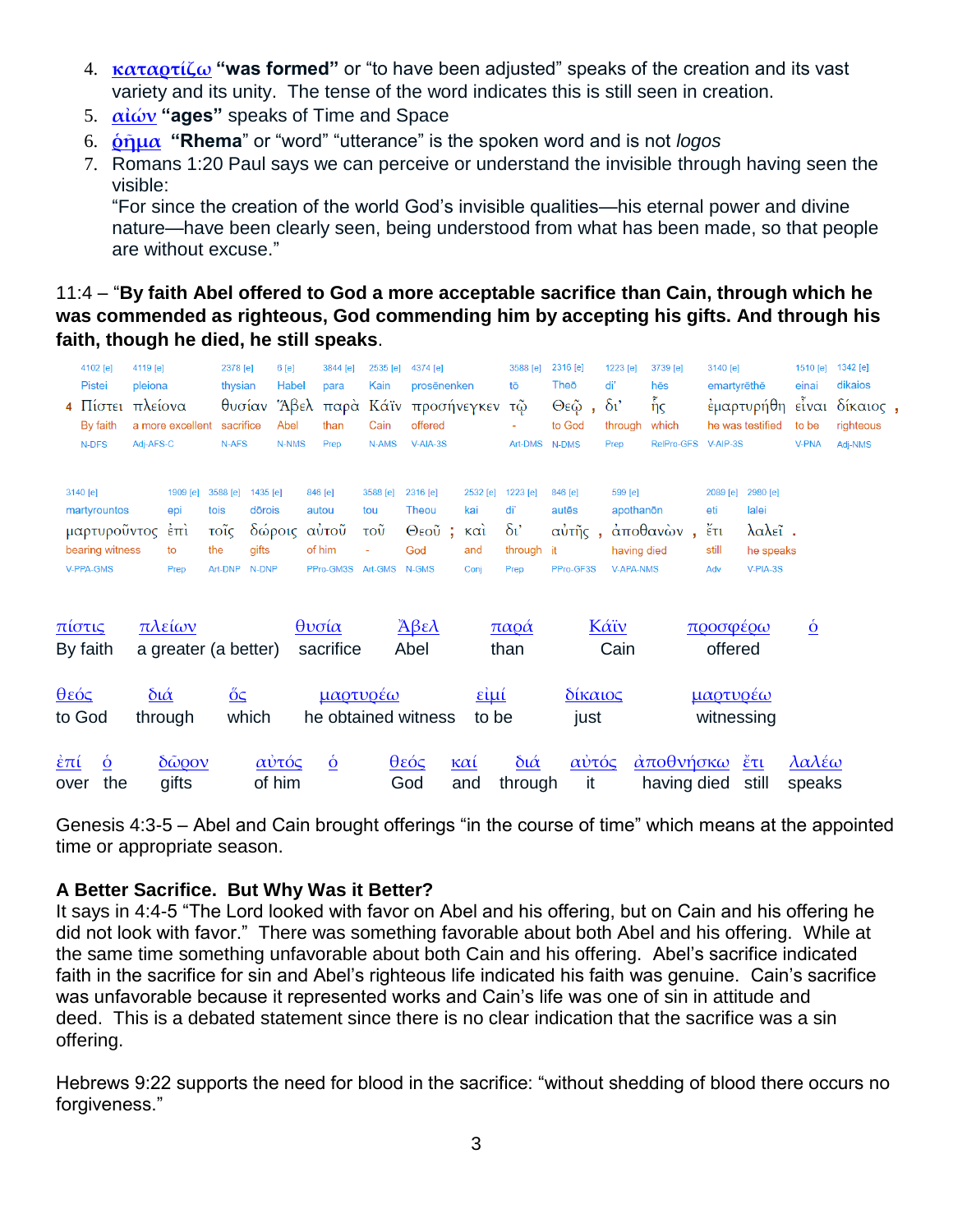4. [καταρτίζω]() **"was formed"** or "to have been adjusted" speaks of the creation and its vast variety and its unity. The tense of the word indicates this is still seen in creation.
5. [αἰών]() **"ages"** speaks of Time and Space
6. [ῥῆμα]() **"Rhema"** or "word" "utterance" is the spoken word and is not *logos*
7. Romans 1:20 Paul says we can perceive or understand the invisible through having seen the visible:
   "For since the creation of the world God's invisible qualities—his eternal power and divine nature—have been clearly seen, being understood from what has been made, so that people are without excuse."

11:4 – "**By faith Abel offered to God a more acceptable sacrifice than Cain, through which he was commended as righteous, God commending him by accepting his gifts. And through his faith, though he died, he still speaks**.

| 4102 [e] | 4119 [e] | 2378 [e] | 6 [e] | 3844 [e] | 2535 [e] | 4374 [e] | 3588 [e] | 2316 [e] | 1223 [e] | 3739 [e] | 3140 [e] | 1510 [e] | 1342 [e] |
|---|---|---|---|---|---|---|---|---|---|---|---|---|---|
| Pistei | pleiona | thysian | Habel | para | Kain | prosēnenken | tō | Theō | di' | hēs | emartyrēthē | einai | dikaios |
| 4 Πίστει | πλείονα | θυσίαν | Ἅβελ | παρὰ | Κάϊν | προσήνεγκεν | τῷ | Θεῷ , | δι' | ἧς | ἐμαρτυρήθη | εἶναι | δίκαιος , |
| By faith | a more excellent | sacrifice | Abel | than | Cain | offered | - | to God | through | which | he was testified | to be | righteous |
| N-DFS | Adj-AFS-C | N-AFS | N-NMS | Prep | N-AMS | V-AIA-3S | Art-DMS | N-DMS | Prep | RelPro-GFS | V-AIP-3S | V-PNA | Adj-NMS |

| 3140 [e] | 1909 [e] | 3588 [e] | 1435 [e] | 846 [e] | 3588 [e] | 2316 [e] | 2532 [e] | 1223 [e] | 846 [e] | 599 [e] | 2089 [e] | 2980 [e] |
|---|---|---|---|---|---|---|---|---|---|---|---|---|
| martyrountos | epi | tois | dōrois | autou | tou | Theou | kai | di' | autēs | apothanōn | eti | lalei |
| μαρτυροῦντος | ἐπὶ | τοῖς | δώροις | αὐτοῦ | τοῦ | Θεοῦ ; | καὶ | δι' | αὐτῆς , | ἀποθανὼν , | ἔτι | λαλεῖ . |
| bearing witness | to | the | gifts | of him | - | God | and | through | it | having died | still | he speaks |
| V-PPA-GMS | Prep | Art-DNP | N-DNP | PPro-GM3S | Art-GMS | N-GMS | Conj | Prep | PPro-GF3S | V-APA-NMS | Adv | V-PIA-3S |

| [πίστις]() | [πλείων]() | [θυσία]() | [Ἄβελ]() | [παρά]() | [Κάϊν]() | [προσφέρω]() | [ὁ]() |
|---|---|---|---|---|---|---|---|
| By faith | a greater (a better) | sacrifice | Abel | than | Cain | offered | |

| [θεός]() | [διά]() | [ὅς]() | [μαρτυρέω]() | [εἰμί]() | [δίκαιος]() | [μαρτυρέω]() |
|---|---|---|---|---|---|---|
| to God | through | which | he obtained witness | to be | just | witnessing |

| [ἐπί]() | [ὁ]() | [δῶρον]() | [αὐτός]() | [ὁ]() | [θεός]() | [καί]() | [διά]() | [αὐτός]() | [ἀποθνήσκω]() | [ἔτι]() | [λαλέω]() |
|---|---|---|---|---|---|---|---|---|---|---|---|
| over | the | gifts | of him | | God | and | through | it | having died | still | speaks |

Genesis 4:3-5 – Abel and Cain brought offerings "in the course of time" which means at the appointed time or appropriate season.

**A Better Sacrifice. But Why Was it Better?**
It says in 4:4-5 "The Lord looked with favor on Abel and his offering, but on Cain and his offering he did not look with favor." There was something favorable about both Abel and his offering. While at the same time something unfavorable about both Cain and his offering. Abel's sacrifice indicated faith in the sacrifice for sin and Abel's righteous life indicated his faith was genuine. Cain's sacrifice was unfavorable because it represented works and Cain's life was one of sin in attitude and deed. This is a debated statement since there is no clear indication that the sacrifice was a sin offering.

Hebrews 9:22 supports the need for blood in the sacrifice: "without shedding of blood there occurs no forgiveness."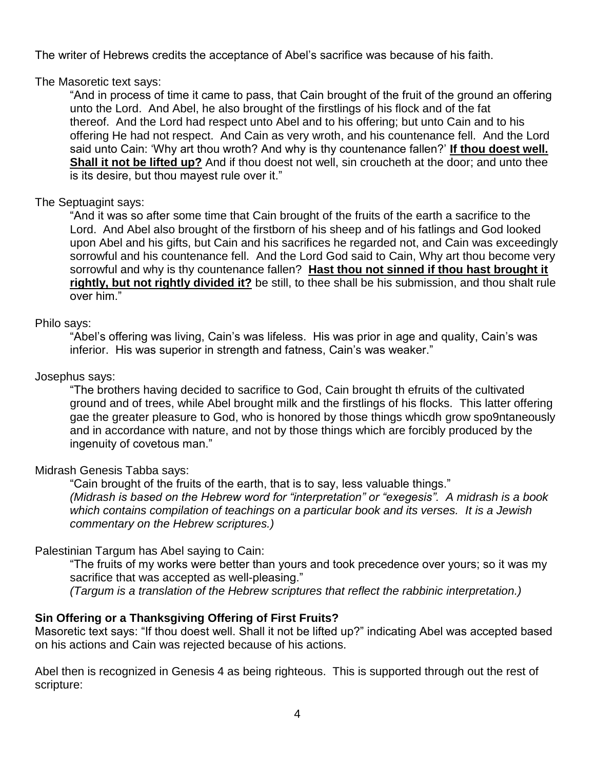The writer of Hebrews credits the acceptance of Abel's sacrifice was because of his faith.

The Masoretic text says:

> "And in process of time it came to pass, that Cain brought of the fruit of the ground an offering unto the Lord. And Abel, he also brought of the firstlings of his flock and of the fat thereof. And the Lord had respect unto Abel and to his offering; but unto Cain and to his offering He had not respect. And Cain as very wroth, and his countenance fell. And the Lord said unto Cain: 'Why art thou wroth? And why is thy countenance fallen?' **<u>If thou doest well. Shall it not be lifted up?</u>** And if thou doest not well, sin croucheth at the door; and unto thee is its desire, but thou mayest rule over it."

The Septuagint says:

> "And it was so after some time that Cain brought of the fruits of the earth a sacrifice to the Lord. And Abel also brought of the firstborn of his sheep and of his fatlings and God looked upon Abel and his gifts, but Cain and his sacrifices he regarded not, and Cain was exceedingly sorrowful and his countenance fell. And the Lord God said to Cain, Why art thou become very sorrowful and why is thy countenance fallen? **<u>Hast thou not sinned if thou hast brought it rightly, but not rightly divided it?</u>** be still, to thee shall be his submission, and thou shalt rule over him."

Philo says:

> "Abel's offering was living, Cain's was lifeless. His was prior in age and quality, Cain's was inferior. His was superior in strength and fatness, Cain's was weaker."

Josephus says:

> "The brothers having decided to sacrifice to God, Cain brought th efruits of the cultivated ground and of trees, while Abel brought milk and the firstlings of his flocks. This latter offering gae the greater pleasure to God, who is honored by those things whicdh grow spo9ntaneously and in accordance with nature, and not by those things which are forcibly produced by the ingenuity of covetous man."

Midrash Genesis Tabba says:

> "Cain brought of the fruits of the earth, that is to say, less valuable things."
> *(Midrash is based on the Hebrew word for "interpretation" or "exegesis". A midrash is a book which contains compilation of teachings on a particular book and its verses. It is a Jewish commentary on the Hebrew scriptures.)*

Palestinian Targum has Abel saying to Cain:

> "The fruits of my works were better than yours and took precedence over yours; so it was my sacrifice that was accepted as well-pleasing."
> *(Targum is a translation of the Hebrew scriptures that reflect the rabbinic interpretation.)*

**Sin Offering or a Thanksgiving Offering of First Fruits?**

Masoretic text says: "If thou doest well. Shall it not be lifted up?" indicating Abel was accepted based on his actions and Cain was rejected because of his actions.

Abel then is recognized in Genesis 4 as being righteous. This is supported through out the rest of scripture: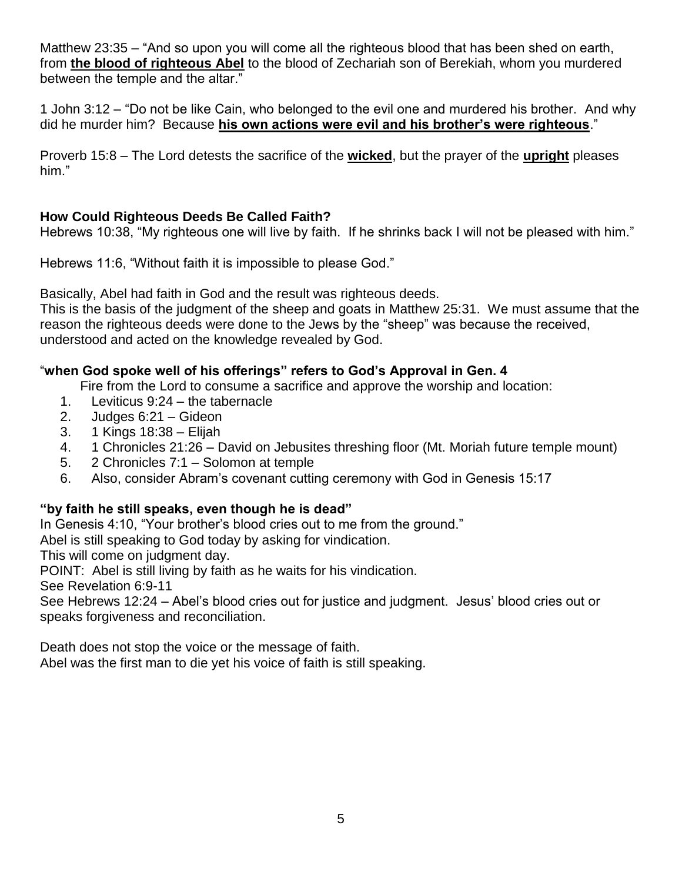Matthew 23:35 – "And so upon you will come all the righteous blood that has been shed on earth, from **the blood of righteous Abel** to the blood of Zechariah son of Berekiah, whom you murdered between the temple and the altar."

1 John 3:12 – "Do not be like Cain, who belonged to the evil one and murdered his brother. And why did he murder him? Because **his own actions were evil and his brother's were righteous**."

Proverb 15:8 – The Lord detests the sacrifice of the **wicked**, but the prayer of the **upright** pleases him."

**How Could Righteous Deeds Be Called Faith?**

Hebrews 10:38, "My righteous one will live by faith. If he shrinks back I will not be pleased with him."

Hebrews 11:6, "Without faith it is impossible to please God."

Basically, Abel had faith in God and the result was righteous deeds.
This is the basis of the judgment of the sheep and goats in Matthew 25:31. We must assume that the reason the righteous deeds were done to the Jews by the "sheep" was because the received, understood and acted on the knowledge revealed by God.

**"when God spoke well of his offerings" refers to God's Approval in Gen. 4**

Fire from the Lord to consume a sacrifice and approve the worship and location:

1. Leviticus 9:24 – the tabernacle
2. Judges 6:21 – Gideon
3. 1 Kings 18:38 – Elijah
4. 1 Chronicles 21:26 – David on Jebusites threshing floor (Mt. Moriah future temple mount)
5. 2 Chronicles 7:1 – Solomon at temple
6. Also, consider Abram's covenant cutting ceremony with God in Genesis 15:17

**"by faith he still speaks, even though he is dead"**

In Genesis 4:10, "Your brother's blood cries out to me from the ground."
Abel is still speaking to God today by asking for vindication.
This will come on judgment day.
POINT: Abel is still living by faith as he waits for his vindication.
See Revelation 6:9-11
See Hebrews 12:24 – Abel's blood cries out for justice and judgment. Jesus' blood cries out or speaks forgiveness and reconciliation.

Death does not stop the voice or the message of faith.
Abel was the first man to die yet his voice of faith is still speaking.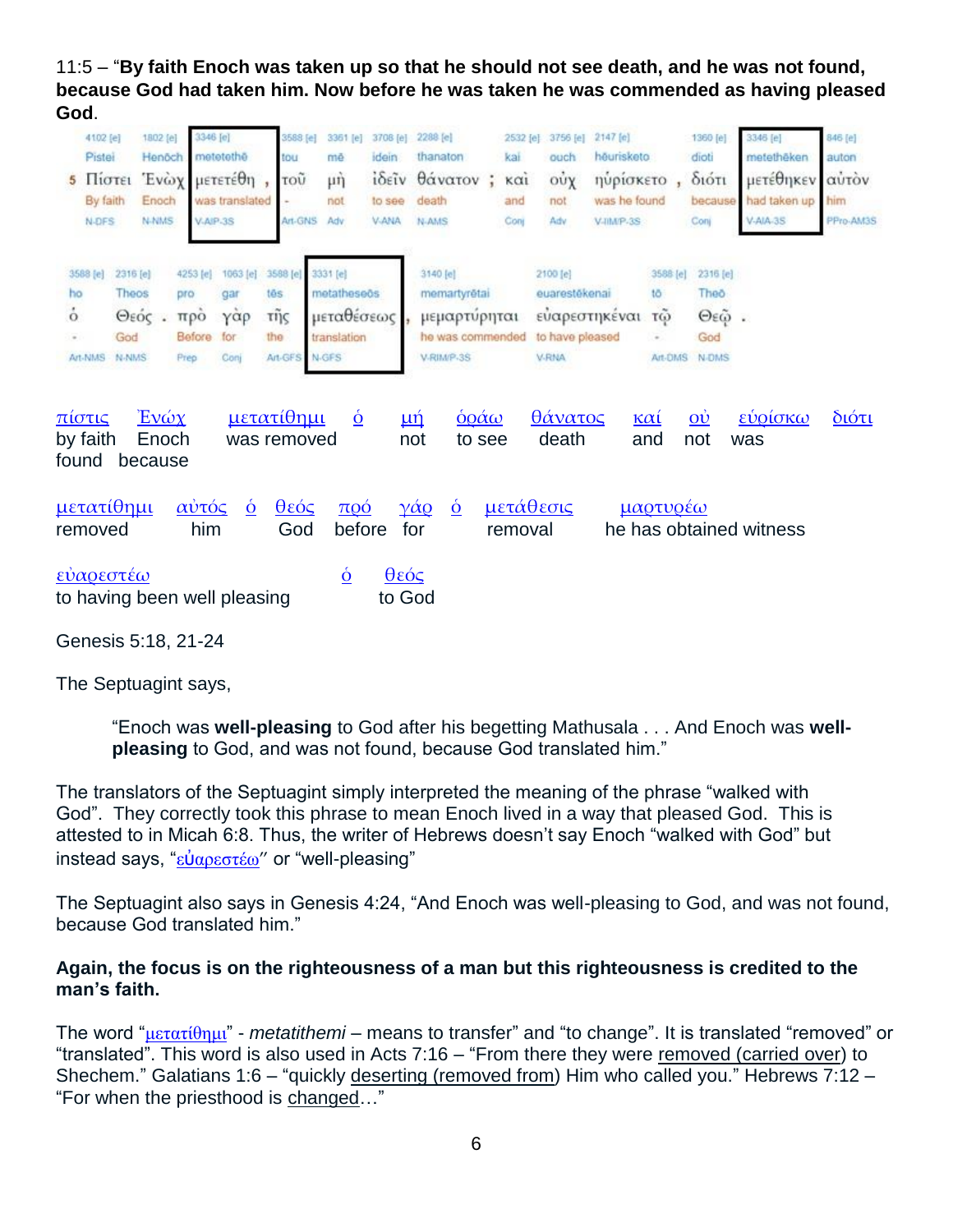11:5 – "**By faith Enoch was taken up so that he should not see death, and he was not found, because God had taken him. Now before he was taken he was commended as having pleased God**.

| 4102 [e] | 1802 [e] | 3346 [e] | 3588 [e] | 3361 [e] | 3708 [e] | 2288 [e] | | 2532 [e] | 3756 [e] | 2147 [e] | | 1360 [e] | 3346 [e] | 846 [e] |
|---|---|---|---|---|---|---|---|---|---|---|---|---|---|---|
| Pistei | Henōch | metetethē | tou | mē | idein | thanaton | | kai | ouch | hēurisketo | | dioti | metethēken | auton |
| 5 Πίστει | Ἑνὼχ | μετετέθη | τοῦ | μὴ | ἰδεῖν | θάνατον | ; | καὶ | οὐχ | ηὑρίσκετο | , | διότι | μετέθηκεν | αὐτὸν |
| By faith | Enoch | was translated | - | not | to see | death | | and | not | was he found | | because | had taken up | him |
| N-DFS | N-NMS | V-AIP-3S | Art-GNS | Adv | V-ANA | N-AMS | | Conj | Adv | V-IIM/P-3S | | Conj | V-AIA-3S | PPro-AM3S |

| 3588 [e] | 2316 [e] | | 4253 [e] | 1063 [e] | 3588 [e] | 3331 [e] | | 3140 [e] | 2100 [e] | 3588 [e] | 2316 [e] | |
|---|---|---|---|---|---|---|---|---|---|---|---|---|
| ho | Theos | | pro | gar | tēs | metatheseōs | | memartyrētai | euarestēkenai | tō | Theō | |
| ὁ | Θεός | . | πρὸ | γὰρ | τῆς | μεταθέσεως | , | μεμαρτύρηται | εὐαρεστηκέναι | τῷ | Θεῷ | . |
| - | God | | Before | for | the | translation | | he was commended | to have pleased | - | God | |
| Art-NMS | N-NMS | | Prep | Conj | Art-GFS | N-GFS | | V-RIM/P-3S | V-RNA | Art-DMS | N-DMS | |

πίστις Ἐνώχ μετατίθημι ὁ μή ὁράω θάνατος καί οὐ εὑρίσκω διότι
by faith Enoch was removed not to see death and not was found because

μετατίθημι αὐτός ὁ θεός πρό γάρ ὁ μετάθεσις μαρτυρέω
removed him God before for removal he has obtained witness

εὐαρεστέω ὁ θεός
to having been well pleasing to God

Genesis 5:18, 21-24

The Septuagint says,

> "Enoch was **well-pleasing** to God after his begetting Mathusala . . . And Enoch was **well-pleasing** to God, and was not found, because God translated him."

The translators of the Septuagint simply interpreted the meaning of the phrase "walked with God". They correctly took this phrase to mean Enoch lived in a way that pleased God. This is attested to in Micah 6:8. Thus, the writer of Hebrews doesn't say Enoch "walked with God" but instead says, "εὐαρεστέω" or "well-pleasing"

The Septuagint also says in Genesis 4:24, "And Enoch was well-pleasing to God, and was not found, because God translated him."

**Again, the focus is on the righteousness of a man but this righteousness is credited to the man's faith.**

The word "μετατίθημι" - *metatithemi* – means to transfer" and "to change". It is translated "removed" or "translated". This word is also used in Acts 7:16 – "From there they were removed (carried over) to Shechem." Galatians 1:6 – "quickly deserting (removed from) Him who called you." Hebrews 7:12 – "For when the priesthood is changed…"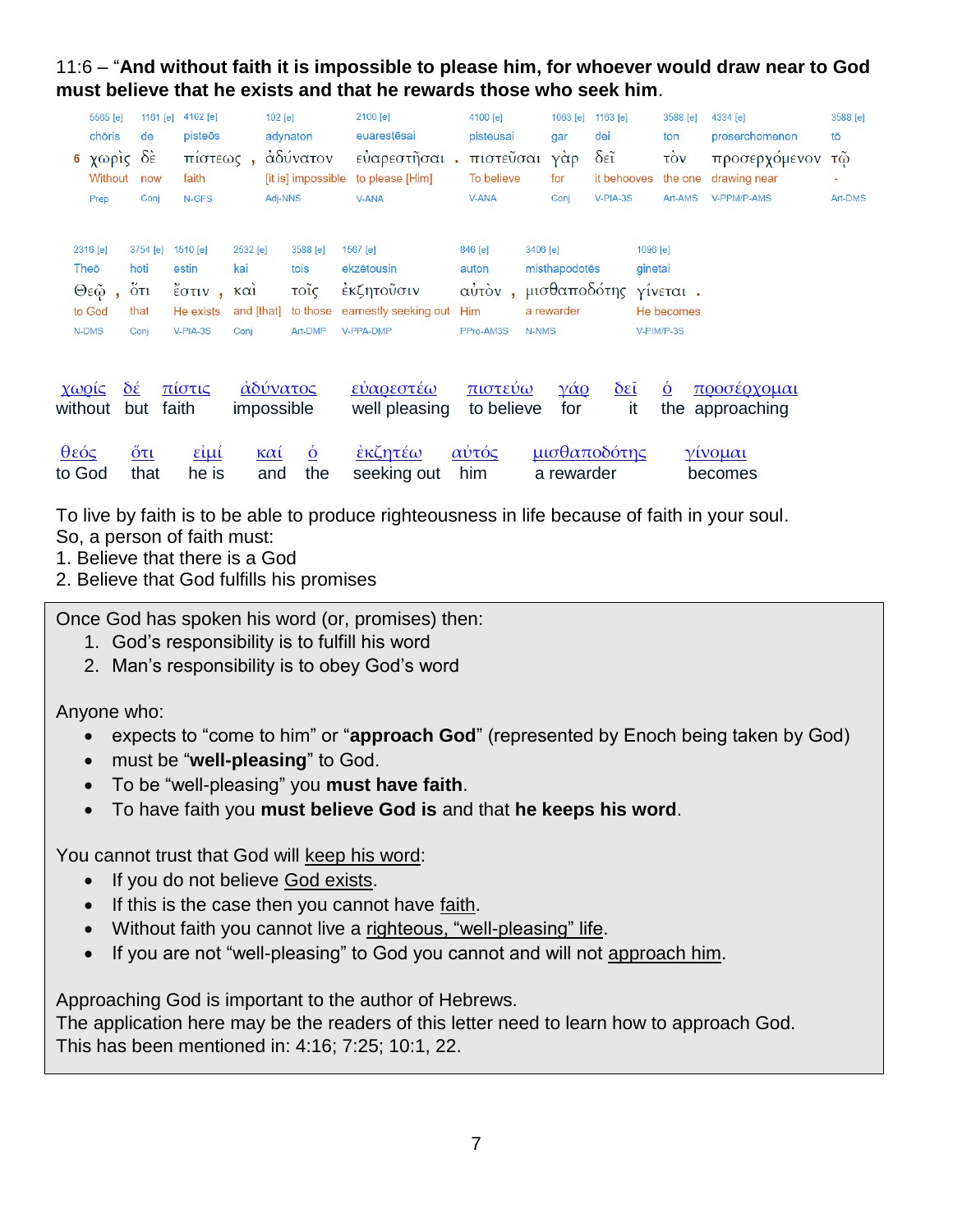11:6 – “**And without faith it is impossible to please him, for whoever would draw near to God must believe that he exists and that he rewards those who seek him**.

| 5565 [e] | 1161 [e] | 4102 [e] | | 102 [e] | 2100 [e] | | 4100 [e] | 1063 [e] | 1163 [e] | 3588 [e] | 4334 [e] | 3588 [e] |
|---|---|---|---|---|---|---|---|---|---|---|---|---|
| chōris | de | pisteōs | | adynaton | euarestēsai | | pisteusai | gar | dei | ton | proserchomenon | tō |
| 6 χωρὶς | δὲ | πίστεως | , | ἀδύνατον | εὐαρεστῆσαι | . | πιστεῦσαι | γὰρ | δεῖ | τὸν | προσερχόμενον | τῷ |
| Without | now | faith | | [it is] impossible | to please [Him] | | To believe | for | it behooves | the one | drawing near | - |
| Prep | Conj | N-GFS | | Adj-NNS | V-ANA | | V-ANA | Conj | V-PIA-3S | Art-AMS | V-PPM/P-AMS | Art-DMS |

| 2316 [e] | | 3754 [e] | 1510 [e] | | 2532 [e] | 3588 [e] | 1567 [e] | 846 [e] | | 3406 [e] | 1096 [e] | |
|---|---|---|---|---|---|---|---|---|---|---|---|---|
| Theō | | hoti | estin | | kai | tois | ekzētousin | auton | | misthapodotēs | ginetai | |
| Θεῷ | , | ὅτι | ἔστιν | , | καὶ | τοῖς | ἐκζητοῦσιν | αὐτὸν | , | μισθαποδότης | γίνεται | . |
| to God | | that | He exists | | and [that] | to those | earnestly seeking out | Him | | a rewarder | He becomes | |
| N-DMS | | Conj | V-PIA-3S | | Conj | Art-DMP | V-PPA-DMP | PPro-AM3S | | N-NMS | V-PIM/P-3S | |

| χωρίς | δέ | πίστις | ἀδύνατος | εὐαρεστέω | πιστεύω | γάρ | δεῖ | ὁ | προσέρχομαι |
|---|---|---|---|---|---|---|---|---|---|
| without | but | faith | impossible | well pleasing | to believe | for | it | the | approaching |

| θεός | ὅτι | εἰμί | καί | ὁ | ἐκζητέω | αὐτός | μισθαποδότης | γίνομαι |
|---|---|---|---|---|---|---|---|---|
| to God | that | he is | and | the | seeking out | him | a rewarder | becomes |

To live by faith is to be able to produce righteousness in life because of faith in your soul.
So, a person of faith must:
1. Believe that there is a God
2. Believe that God fulfills his promises

Once God has spoken his word (or, promises) then:
1. God’s responsibility is to fulfill his word
2. Man’s responsibility is to obey God’s word

Anyone who:
- expects to “come to him” or “**approach God**” (represented by Enoch being taken by God)
- must be “**well-pleasing**” to God.
- To be “well-pleasing” you **must have faith**.
- To have faith you **must believe God is** and that **he keeps his word**.

You cannot trust that God will keep his word:
- If you do not believe God exists.
- If this is the case then you cannot have faith.
- Without faith you cannot live a righteous, “well-pleasing” life.
- If you are not “well-pleasing” to God you cannot and will not approach him.

Approaching God is important to the author of Hebrews.
The application here may be the readers of this letter need to learn how to approach God.
This has been mentioned in: 4:16; 7:25; 10:1, 22.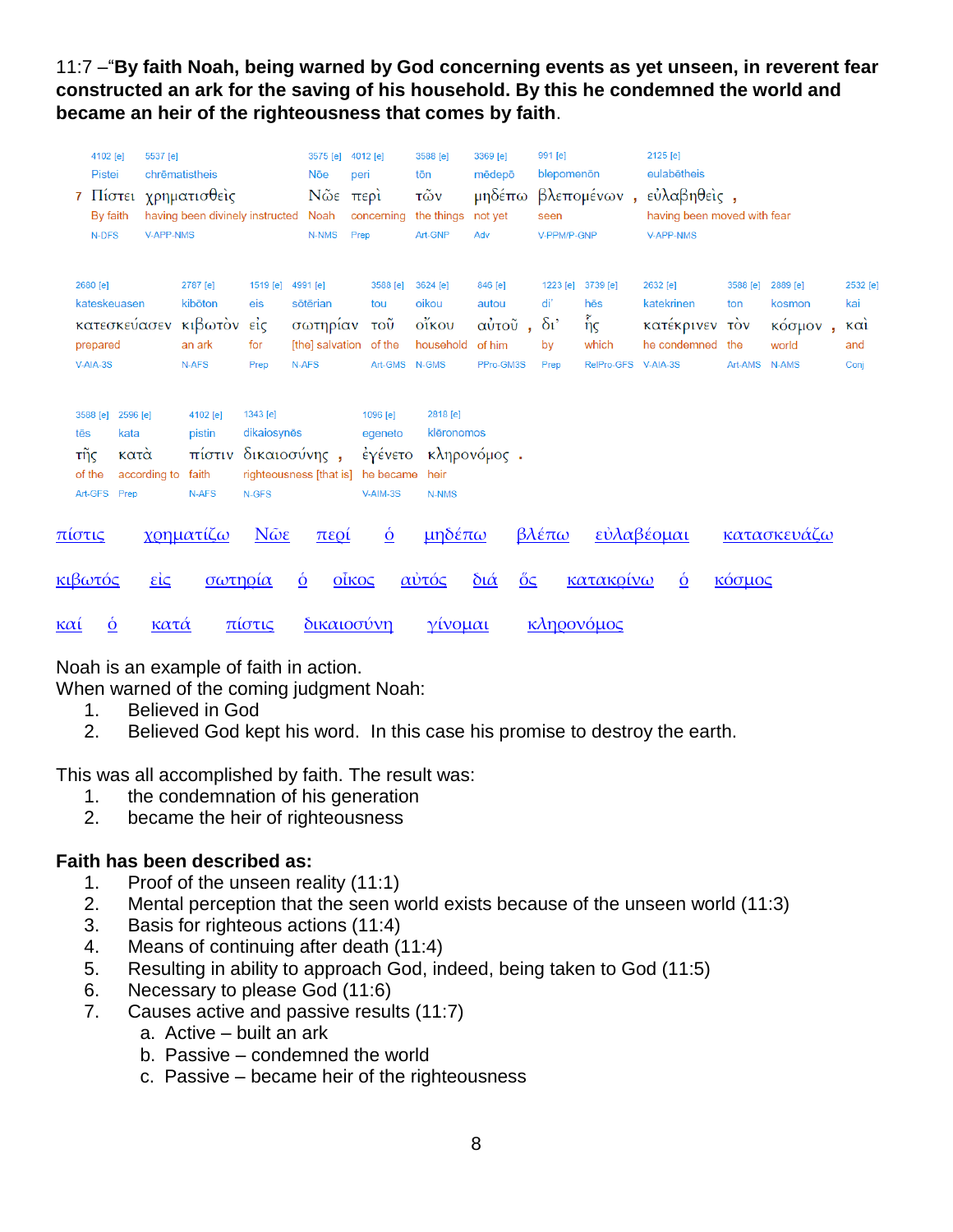11:7 –“**By faith Noah, being warned by God concerning events as yet unseen, in reverent fear constructed an ark for the saving of his household. By this he condemned the world and became an heir of the righteousness that comes by faith**.

| 4102 [e] | 5537 [e] | 3575 [e] | 4012 [e] | 3588 [e] | 3369 [e] | 991 [e] | 2125 [e] |
|---|---|---|---|---|---|---|---|
| Pistei | chrēmatistheis | Nōe | peri | tōn | mēdepō | blepomenōn | eulabētheis |
| 7 Πίστει | χρηματισθεὶς | Νῶε | περὶ | τῶν | μηδέπω | βλεπομένων , | εὐλαβηθεὶς , |
| By faith | having been divinely instructed | Noah | concerning | the things | not yet | seen | having been moved with fear |
| N-DFS | V-APP-NMS | N-NMS | Prep | Art-GNP | Adv | V-PPM/P-GNP | V-APP-NMS |

| 2680 [e] | 2787 [e] | 1519 [e] | 4991 [e] | 3588 [e] | 3624 [e] | 846 [e] | 1223 [e] | 3739 [e] | 2632 [e] | 3588 [e] | 2889 [e] | 2532 [e] |
|---|---|---|---|---|---|---|---|---|---|---|---|---|
| kateskeuasen | kibōton | eis | sōtērian | tou | oikou | autou | di' | hēs | katekrinen | ton | kosmon | kai |
| κατεσκεύασεν | κιβωτὸν | εἰς | σωτηρίαν | τοῦ | οἴκου | αὐτοῦ , | δι' | ἧς | κατέκρινεν | τὸν | κόσμον , | καὶ |
| prepared | an ark | for | [the] salvation | of the | household | of him | by | which | he condemned | the | world | and |
| V-AIA-3S | N-AFS | Prep | N-AFS | Art-GMS | N-GMS | PPro-GM3S | Prep | RelPro-GFS | V-AIA-3S | Art-AMS | N-AMS | Conj |

| 3588 [e] | 2596 [e] | 4102 [e] | 1343 [e] | 1096 [e] | 2818 [e] |
|---|---|---|---|---|---|
| tēs | kata | pistin | dikaiosynēs | egeneto | klēronomos |
| τῆς | κατὰ | πίστιν | δικαιοσύνης , | ἐγένετο | κληρονόμος . |
| of the | according to | faith | righteousness [that is] | he became | heir |
| Art-GFS | Prep | N-AFS | N-GFS | V-AIM-3S | N-NMS |

πίστις χρηματίζω Νῶε περί ὁ μηδέπω βλέπω εὐλαβέομαι κατασκευάζω

κιβωτός εἰς σωτηρία ὁ οἶκος αὐτός διά ὅς κατακρίνω ὁ κόσμος

καί ὁ κατά πίστις δικαιοσύνη γίνομαι κληρονόμος

Noah is an example of faith in action.
When warned of the coming judgment Noah:

1. Believed in God
2. Believed God kept his word. In this case his promise to destroy the earth.

This was all accomplished by faith. The result was:

1. the condemnation of his generation
2. became the heir of righteousness

**Faith has been described as:**

1. Proof of the unseen reality (11:1)
2. Mental perception that the seen world exists because of the unseen world (11:3)
3. Basis for righteous actions (11:4)
4. Means of continuing after death (11:4)
5. Resulting in ability to approach God, indeed, being taken to God (11:5)
6. Necessary to please God (11:6)
7. Causes active and passive results (11:7)
   a. Active – built an ark
   b. Passive – condemned the world
   c. Passive – became heir of the righteousness